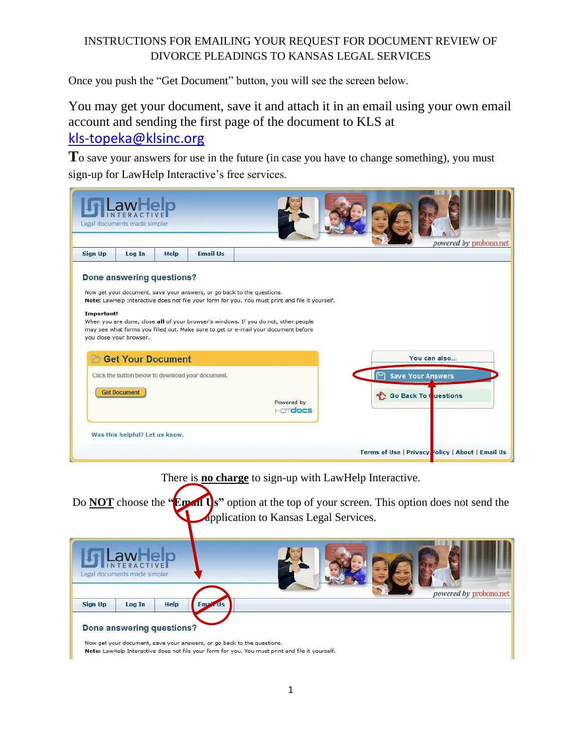# INSTRUCTIONS FOR EMAILING YOUR REQUEST FOR DOCUMENT REVIEW OF DIVORCE PLEADINGS TO KANSAS LEGAL SERVICES

Once you push the "Get Document" button, you will see the screen below.

You may get your document, save it and attach it in an email using your own email account and sending the first page of the document to KLS at kls-topeka@klsinc.org

To save your answers for use in the future (in case you have to change something), you must sign-up for LawHelp Interactive's free services.

There is **no charge** to sign-up with LawHelp Interactive.

Do **NOT** choose the **"Email Us"** option at the top of your screen. This option does not send the application to Kansas Legal Services.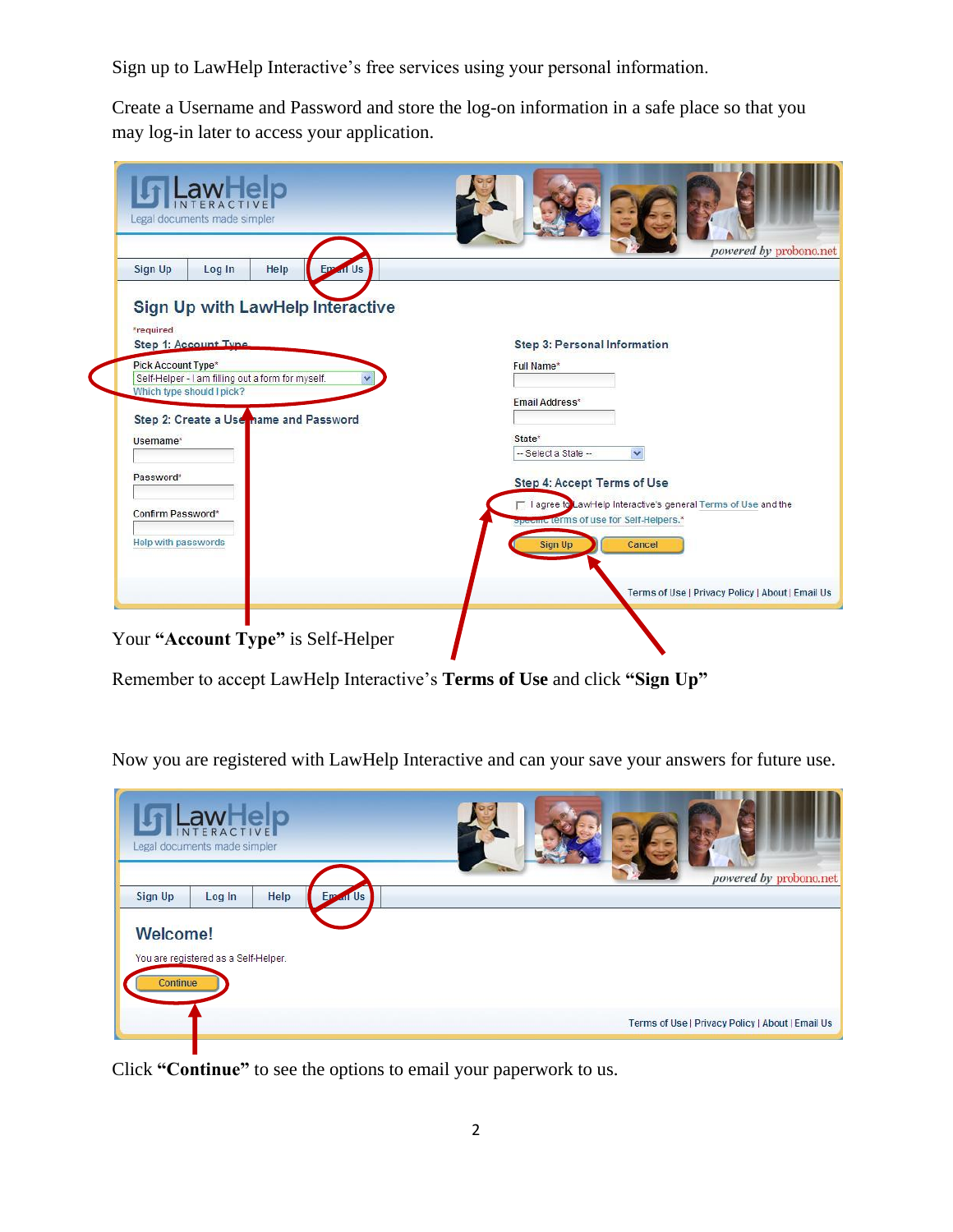Sign up to LawHelp Interactive's free services using your personal information.

Create a Username and Password and store the log-on information in a safe place so that you may log-in later to access your application.

Your **"Account Type"** is Self-Helper

Remember to accept LawHelp Interactive's **Terms of Use** and click **"Sign Up"**

Now you are registered with LawHelp Interactive and can your save your answers for future use.

Click **"Continue"** to see the options to email your paperwork to us.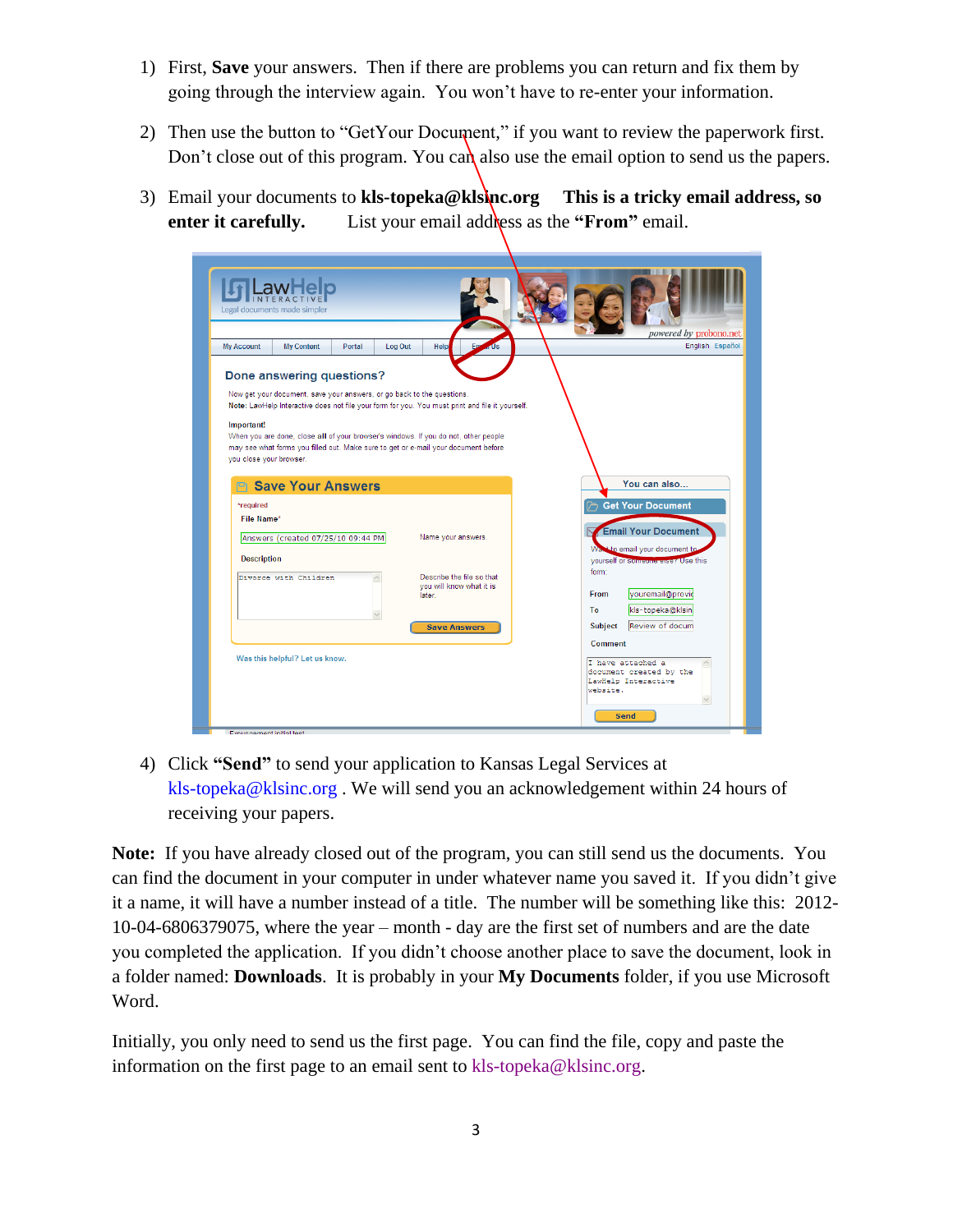1) First, **Save** your answers. Then if there are problems you can return and fix them by going through the interview again. You won't have to re-enter your information.

2) Then use the button to "GetYour Document," if you want to review the paperwork first. Don't close out of this program. You can also use the email option to send us the papers.

3) Email your documents to **kls-topeka@klsinc.org** **This is a tricky email address, so enter it carefully.** List your email address as the **"From"** email.

4) Click **"Send"** to send your application to Kansas Legal Services at kls-topeka@klsinc.org . We will send you an acknowledgement within 24 hours of receiving your papers.

**Note:** If you have already closed out of the program, you can still send us the documents. You can find the document in your computer in under whatever name you saved it. If you didn't give it a name, it will have a number instead of a title. The number will be something like this: 2012-10-04-6806379075, where the year – month - day are the first set of numbers and are the date you completed the application. If you didn't choose another place to save the document, look in a folder named: **Downloads**. It is probably in your **My Documents** folder, if you use Microsoft Word.

Initially, you only need to send us the first page. You can find the file, copy and paste the information on the first page to an email sent to kls-topeka@klsinc.org.